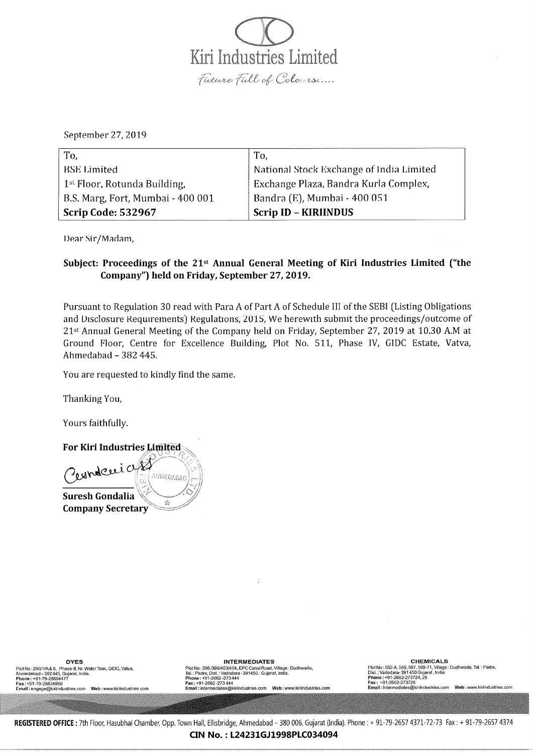# Kiri Industries Limited

*Future Full of Colours.....*

September 27, 2019

| To, | To, |
|---|---|
| BSE Limited | National Stock Exchange of India Limited |
| 1st Floor, Rotunda Building, | Exchange Plaza, Bandra Kurla Complex, |
| B.S. Marg, Fort, Mumbai - 400 001 | Bandra (E), Mumbai - 400 051 |
| **Scrip Code: 532967** | **Scrip ID – KIRIINDUS** |

Dear Sir/Madam,

**Subject: Proceedings of the 21st Annual General Meeting of Kiri Industries Limited ("the Company") held on Friday, September 27, 2019.**

Pursuant to Regulation 30 read with Para A of Part A of Schedule III of the SEBI (Listing Obligations and Disclosure Requirements) Regulations, 2015, We herewith submit the proceedings/outcome of 21st Annual General Meeting of the Company held on Friday, September 27, 2019 at 10.30 A.M at Ground Floor, Centre for Excellence Building, Plot No. 511, Phase IV, GIDC Estate, Vatva, Ahmedabad – 382 445.

You are requested to kindly find the same.

Thanking You,

Yours faithfully.

**For Kiri Industries Limited**

**Suresh Gondalia**
**Company Secretary**

**DYES**
Plot No: 299/1/A & B, Phase-II, Nr. Water Tank, GIDC, Vatva, Ahmedabad – 382 445, Gujarat, India.
Phone: +91-79-25894477
Fax: +91-79-25834960
Email: engage@kiriindustries.com Web: www.kiriindustries.com

**INTERMEDIATES**
Plot No: 396/399/403/404, EPC Canal Road, Village: Dudhwada, Tal.: Padra, Dist.: Vadodara - 391450. Gujarat, India.
Phone: +91-2662-273444
Fax: +91-2662-273444
Email: intermediates@kiriindustries.com Web: www.kiriindustries.com

**CHEMICALS**
Plot No: 552-A, 566, 567, 569-71, Village: Dudhwada, Tal.: Padra, Dist.: Vadodara- 391 450 Gujarat, India.
Phone: +91-2662-273724, 25
Fax: +91-2662-273726
Email: intermediates@kiriindustries.com Web: www.kiriindustries.com

**REGISTERED OFFICE:** 7th Floor, Hasubhai Chamber, Opp. Town Hall, Ellisbridge, Ahmedabad – 380 006. Gujarat (India). Phone: + 91-79-2657 4371-72-73 Fax: + 91-79-2657 4374

**CIN No.: L24231GJ1998PLC034094**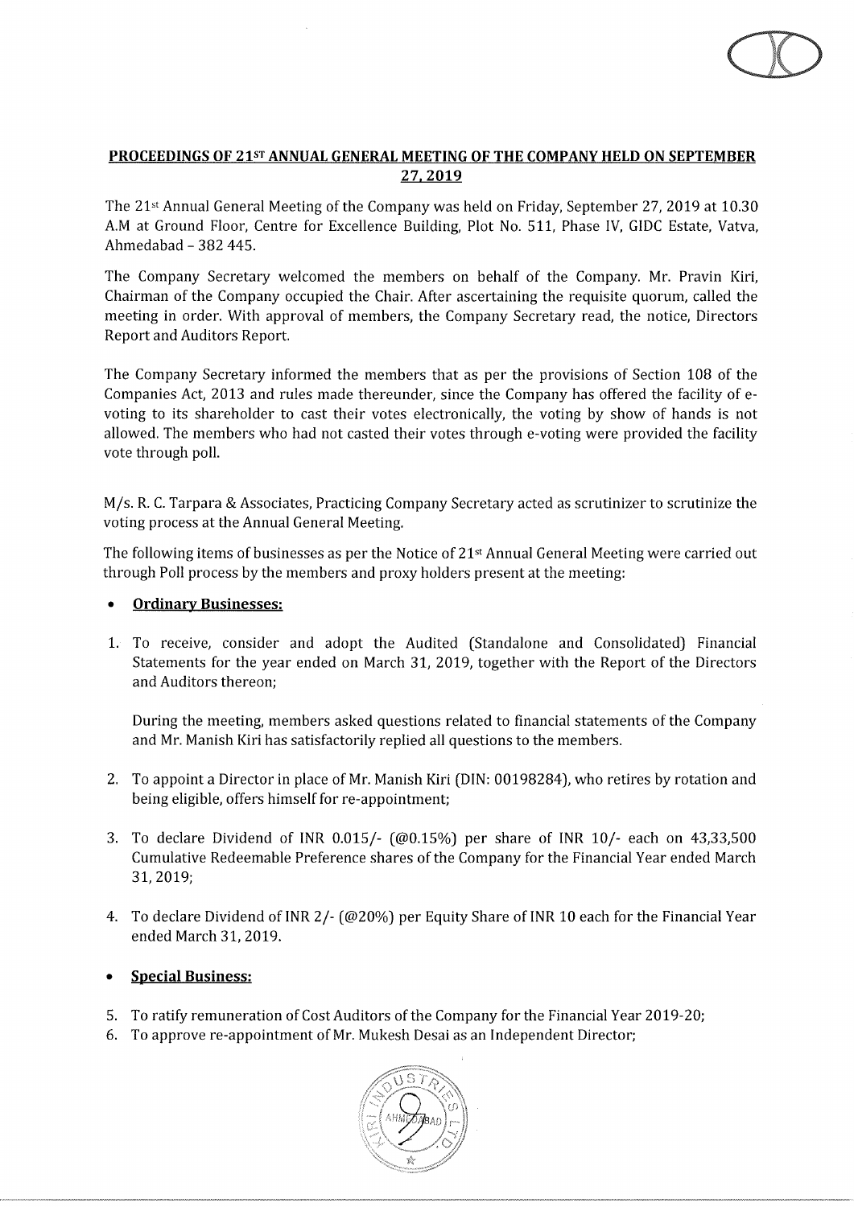**PROCEEDINGS OF 21ST ANNUAL GENERAL MEETING OF THE COMPANY HELD ON SEPTEMBER 27, 2019**

The 21st Annual General Meeting of the Company was held on Friday, September 27, 2019 at 10.30 A.M at Ground Floor, Centre for Excellence Building, Plot No. 511, Phase IV, GIDC Estate, Vatva, Ahmedabad – 382 445.

The Company Secretary welcomed the members on behalf of the Company. Mr. Pravin Kiri, Chairman of the Company occupied the Chair. After ascertaining the requisite quorum, called the meeting in order. With approval of members, the Company Secretary read, the notice, Directors Report and Auditors Report.

The Company Secretary informed the members that as per the provisions of Section 108 of the Companies Act, 2013 and rules made thereunder, since the Company has offered the facility of e-voting to its shareholder to cast their votes electronically, the voting by show of hands is not allowed. The members who had not casted their votes through e-voting were provided the facility vote through poll.

M/s. R. C. Tarpara & Associates, Practicing Company Secretary acted as scrutinizer to scrutinize the voting process at the Annual General Meeting.

The following items of businesses as per the Notice of 21st Annual General Meeting were carried out through Poll process by the members and proxy holders present at the meeting:

- **Ordinary Businesses:**

1. To receive, consider and adopt the Audited (Standalone and Consolidated) Financial Statements for the year ended on March 31, 2019, together with the Report of the Directors and Auditors thereon;

   During the meeting, members asked questions related to financial statements of the Company and Mr. Manish Kiri has satisfactorily replied all questions to the members.

2. To appoint a Director in place of Mr. Manish Kiri (DIN: 00198284), who retires by rotation and being eligible, offers himself for re-appointment;

3. To declare Dividend of INR 0.015/- (@0.15%) per share of INR 10/- each on 43,33,500 Cumulative Redeemable Preference shares of the Company for the Financial Year ended March 31, 2019;

4. To declare Dividend of INR 2/- (@20%) per Equity Share of INR 10 each for the Financial Year ended March 31, 2019.

- **Special Business:**

5. To ratify remuneration of Cost Auditors of the Company for the Financial Year 2019-20;
6. To approve re-appointment of Mr. Mukesh Desai as an Independent Director;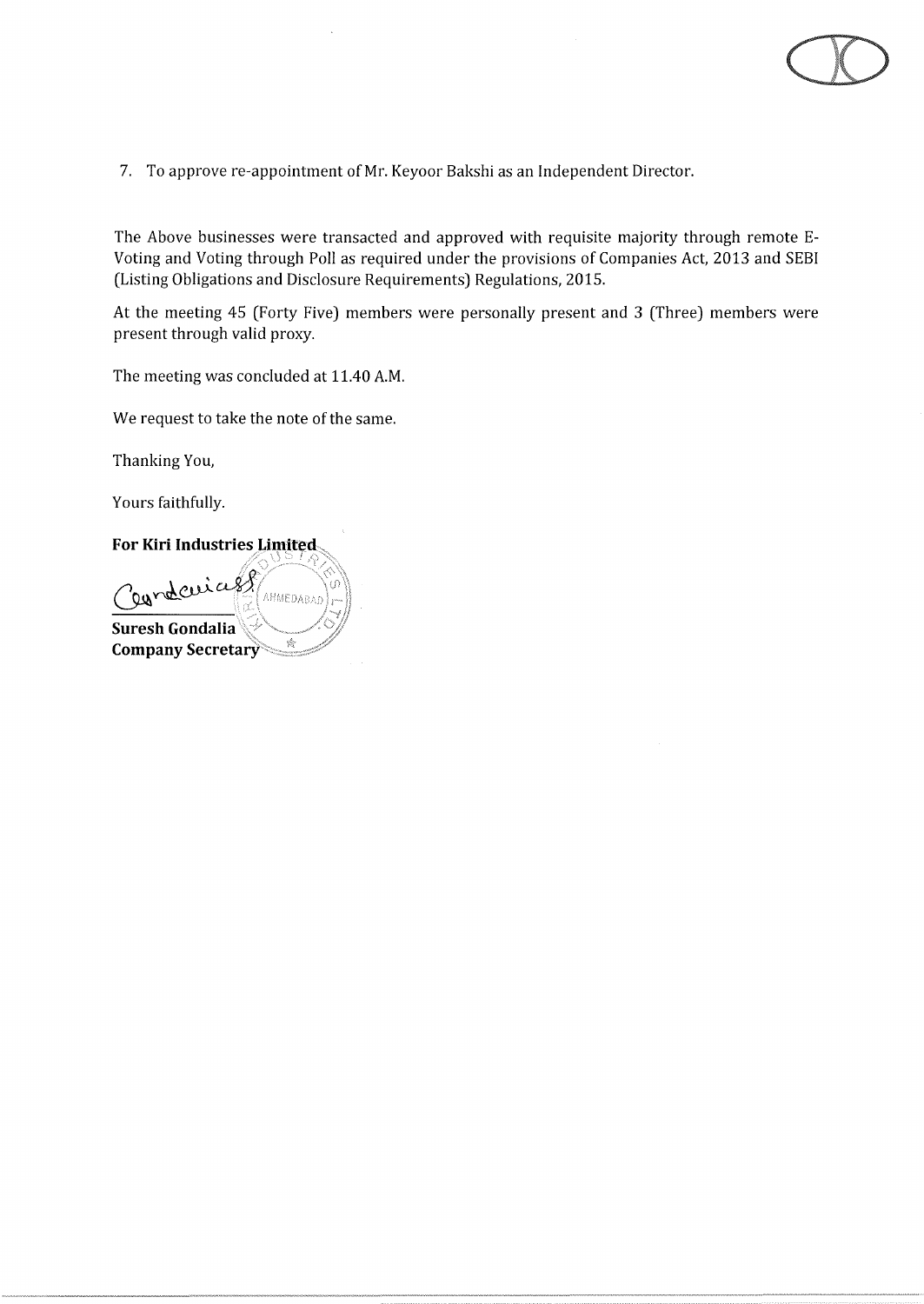7. To approve re-appointment of Mr. Keyoor Bakshi as an Independent Director.

The Above businesses were transacted and approved with requisite majority through remote E-Voting and Voting through Poll as required under the provisions of Companies Act, 2013 and SEBI (Listing Obligations and Disclosure Requirements) Regulations, 2015.

At the meeting 45 (Forty Five) members were personally present and 3 (Three) members were present through valid proxy.

The meeting was concluded at 11.40 A.M.

We request to take the note of the same.

Thanking You,

Yours faithfully.

**For Kiri Industries Limited**

**Suresh Gondalia**
**Company Secretary**